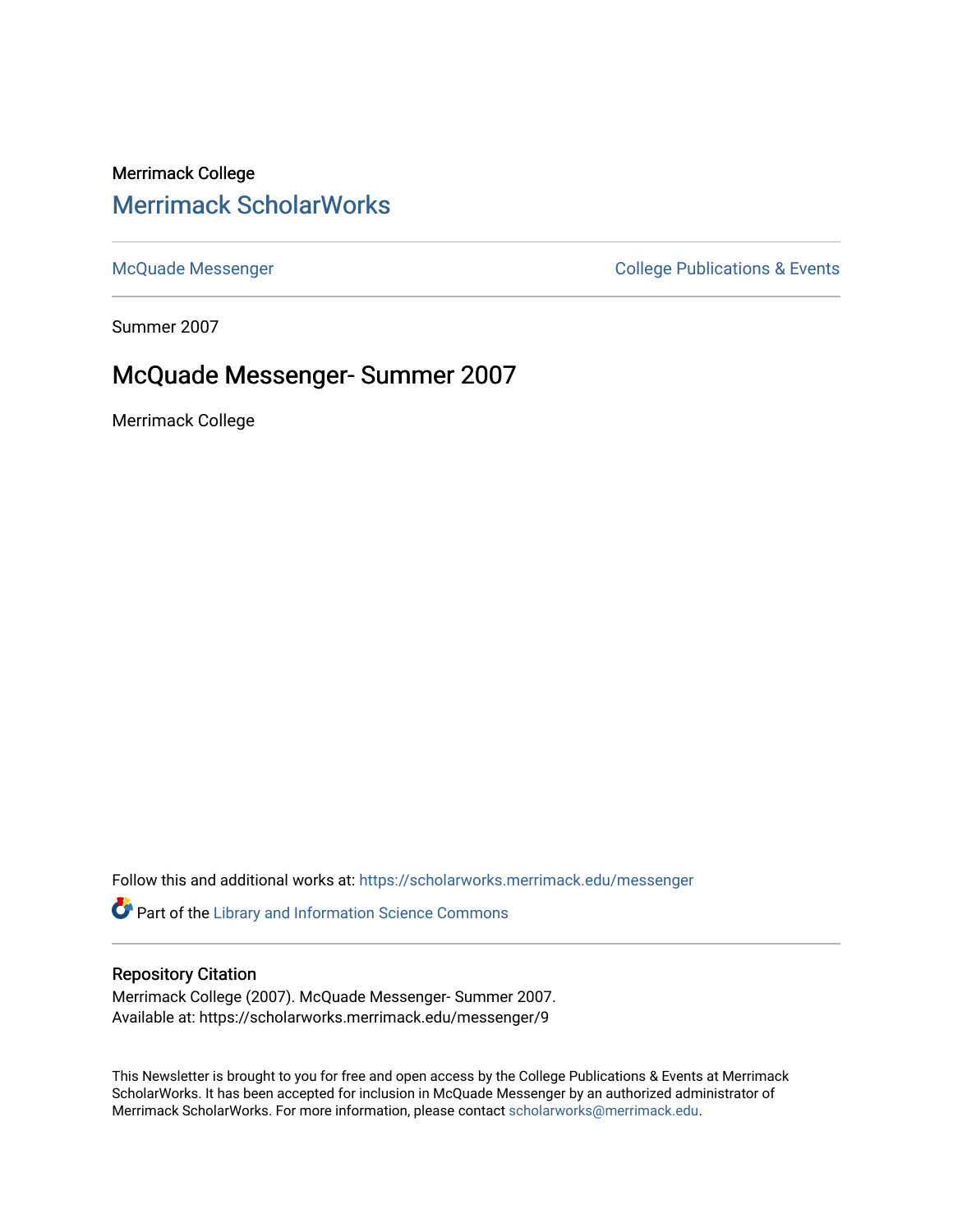Merrimack College

# Merrimack ScholarWorks

McQuade Messenger

College Publications & Events

Summer 2007

## McQuade Messenger- Summer 2007

Merrimack College

Follow this and additional works at: https://scholarworks.merrimack.edu/messenger

Part of the Library and Information Science Commons

### Repository Citation

Merrimack College (2007). McQuade Messenger- Summer 2007.
Available at: https://scholarworks.merrimack.edu/messenger/9

This Newsletter is brought to you for free and open access by the College Publications & Events at Merrimack ScholarWorks. It has been accepted for inclusion in McQuade Messenger by an authorized administrator of Merrimack ScholarWorks. For more information, please contact scholarworks@merrimack.edu.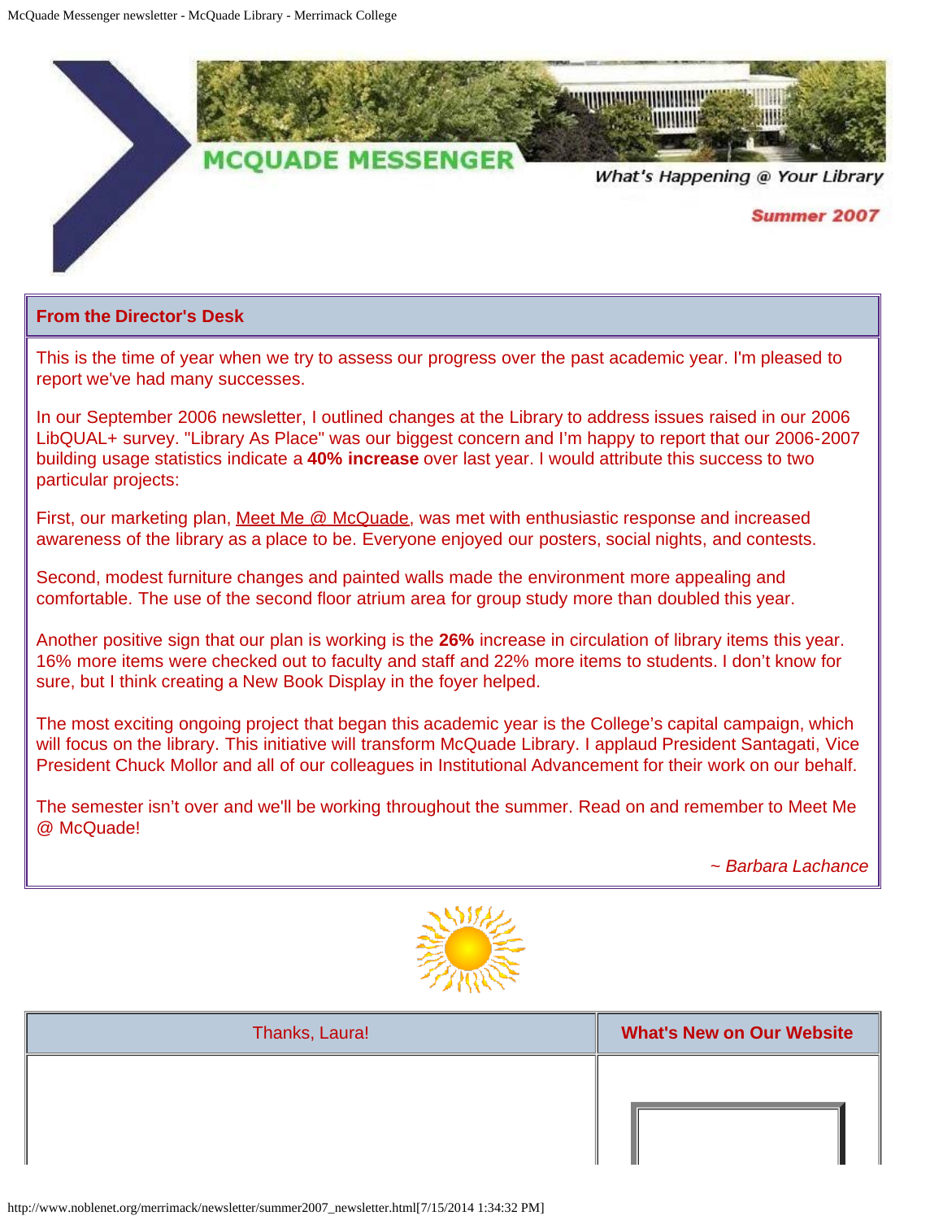# MCQUADE MESSENGER

*What's Happening @ Your Library*

**Summer 2007**

## From the Director's Desk

This is the time of year when we try to assess our progress over the past academic year. I'm pleased to report we've had many successes.

In our September 2006 newsletter, I outlined changes at the Library to address issues raised in our 2006 LibQUAL+ survey. "Library As Place" was our biggest concern and I'm happy to report that our 2006-2007 building usage statistics indicate a **40% increase** over last year. I would attribute this success to two particular projects:

First, our marketing plan, Meet Me @ McQuade, was met with enthusiastic response and increased awareness of the library as a place to be. Everyone enjoyed our posters, social nights, and contests.

Second, modest furniture changes and painted walls made the environment more appealing and comfortable. The use of the second floor atrium area for group study more than doubled this year.

Another positive sign that our plan is working is the **26%** increase in circulation of library items this year. 16% more items were checked out to faculty and staff and 22% more items to students. I don't know for sure, but I think creating a New Book Display in the foyer helped.

The most exciting ongoing project that began this academic year is the College's capital campaign, which will focus on the library. This initiative will transform McQuade Library. I applaud President Santagati, Vice President Chuck Mollor and all of our colleagues in Institutional Advancement for their work on our behalf.

The semester isn't over and we'll be working throughout the summer. Read on and remember to Meet Me @ McQuade!

*~ Barbara Lachance*

| Thanks, Laura! | **What's New on Our Website** |
| --- | --- |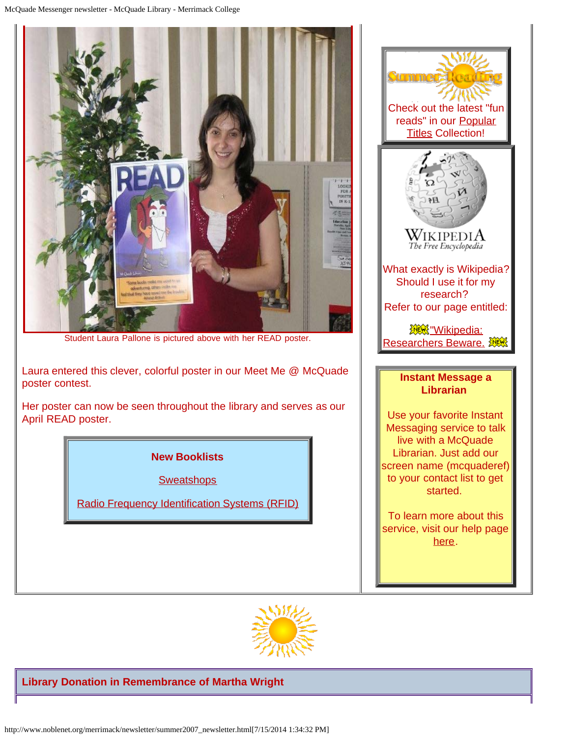Student Laura Pallone is pictured above with her READ poster.

Laura entered this clever, colorful poster in our Meet Me @ McQuade poster contest.

Her poster can now be seen throughout the library and serves as our April READ poster.

**New Booklists**

Sweatshops

Radio Frequency Identification Systems (RFID)

Check out the latest "fun reads" in our Popular Titles Collection!

What exactly is Wikipedia? Should I use it for my research?
Refer to our page entitled:

"Wikipedia: Researchers Beware."

**Instant Message a Librarian**

Use your favorite Instant Messaging service to talk live with a McQuade Librarian. Just add our screen name (mcquaderef) to your contact list to get started.

To learn more about this service, visit our help page here.

## Library Donation in Remembrance of Martha Wright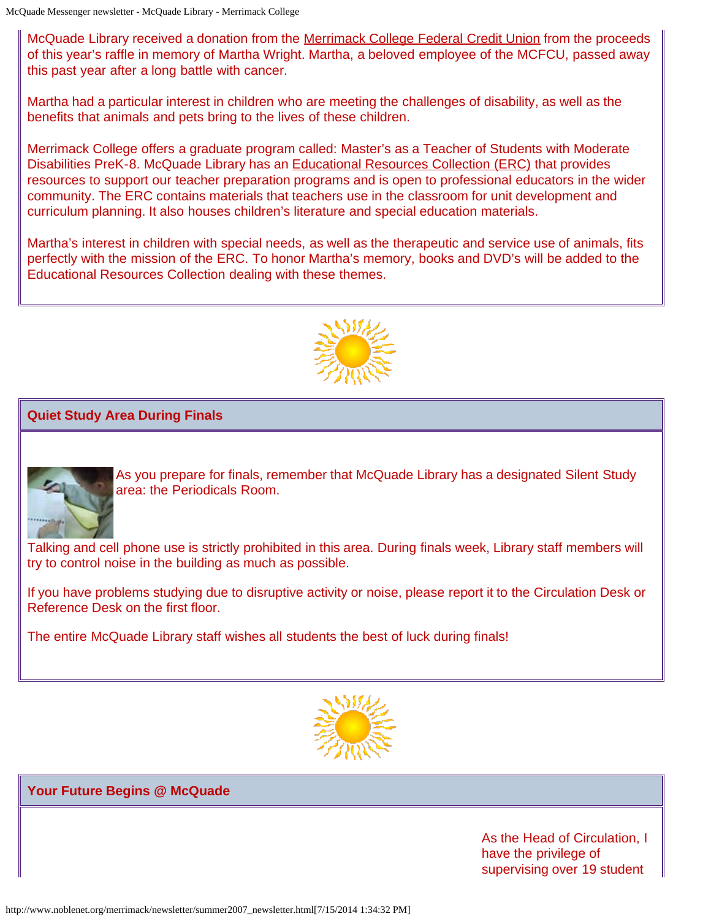McQuade Library received a donation from the Merrimack College Federal Credit Union from the proceeds of this year's raffle in memory of Martha Wright. Martha, a beloved employee of the MCFCU, passed away this past year after a long battle with cancer.

Martha had a particular interest in children who are meeting the challenges of disability, as well as the benefits that animals and pets bring to the lives of these children.

Merrimack College offers a graduate program called: Master's as a Teacher of Students with Moderate Disabilities PreK-8. McQuade Library has an Educational Resources Collection (ERC) that provides resources to support our teacher preparation programs and is open to professional educators in the wider community. The ERC contains materials that teachers use in the classroom for unit development and curriculum planning. It also houses children's literature and special education materials.

Martha's interest in children with special needs, as well as the therapeutic and service use of animals, fits perfectly with the mission of the ERC. To honor Martha's memory, books and DVD's will be added to the Educational Resources Collection dealing with these themes.

## Quiet Study Area During Finals

As you prepare for finals, remember that McQuade Library has a designated Silent Study area: the Periodicals Room.

Talking and cell phone use is strictly prohibited in this area. During finals week, Library staff members will try to control noise in the building as much as possible.

If you have problems studying due to disruptive activity or noise, please report it to the Circulation Desk or Reference Desk on the first floor.

The entire McQuade Library staff wishes all students the best of luck during finals!

## Your Future Begins @ McQuade

As the Head of Circulation, I have the privilege of supervising over 19 student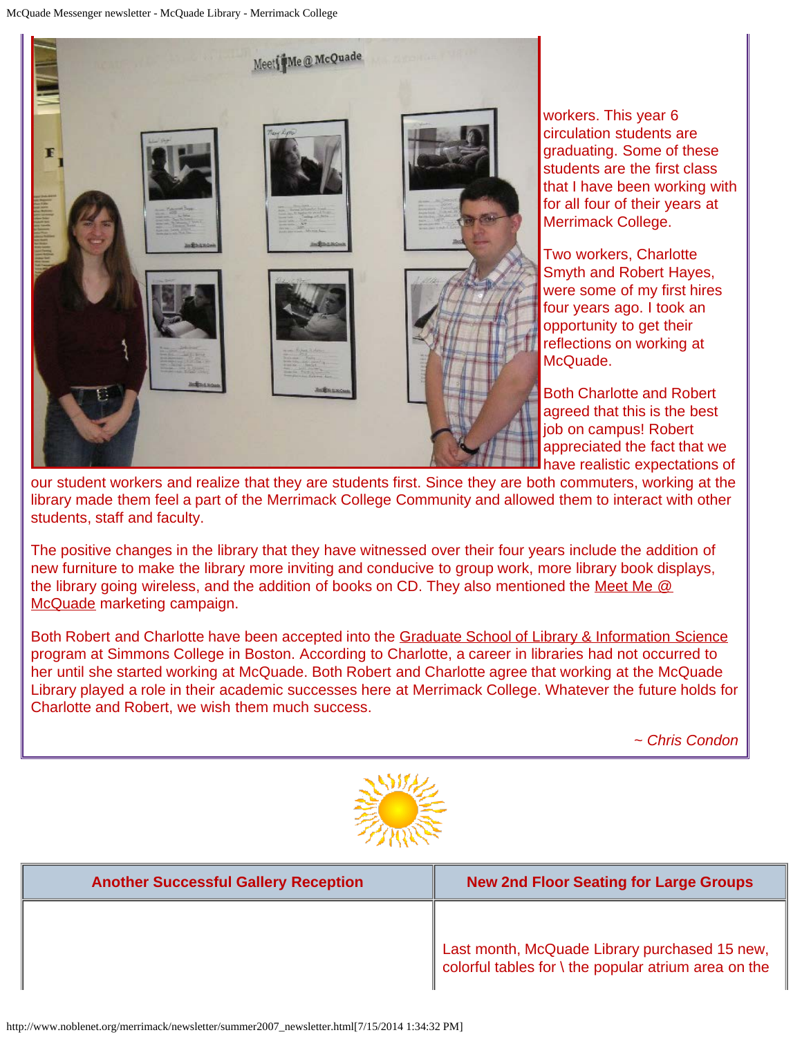workers. This year 6 circulation students are graduating. Some of these students are the first class that I have been working with for all four of their years at Merrimack College.

Two workers, Charlotte Smyth and Robert Hayes, were some of my first hires four years ago. I took an opportunity to get their reflections on working at McQuade.

Both Charlotte and Robert agreed that this is the best job on campus! Robert appreciated the fact that we have realistic expectations of our student workers and realize that they are students first. Since they are both commuters, working at the library made them feel a part of the Merrimack College Community and allowed them to interact with other students, staff and faculty.

The positive changes in the library that they have witnessed over their four years include the addition of new furniture to make the library more inviting and conducive to group work, more library book displays, the library going wireless, and the addition of books on CD. They also mentioned the Meet Me @ McQuade marketing campaign.

Both Robert and Charlotte have been accepted into the Graduate School of Library & Information Science program at Simmons College in Boston. According to Charlotte, a career in libraries had not occurred to her until she started working at McQuade. Both Robert and Charlotte agree that working at the McQuade Library played a role in their academic successes here at Merrimack College. Whatever the future holds for Charlotte and Robert, we wish them much success.

*~ Chris Condon*

| Another Successful Gallery Reception | New 2nd Floor Seating for Large Groups |
| --- | --- |
| | Last month, McQuade Library purchased 15 new, colorful tables for \ the popular atrium area on the |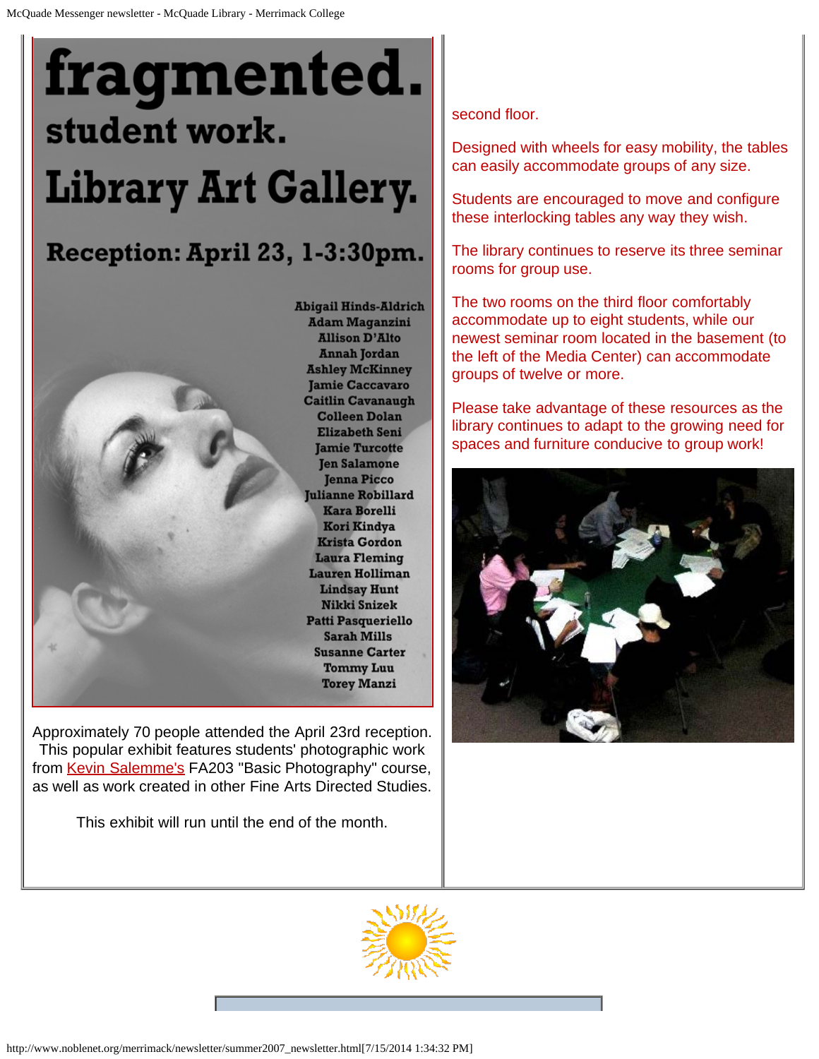# fragmented.

## student work.

## Library Art Gallery.

### Reception: April 23, 1-3:30pm.

Abigail Hinds-Aldrich
Adam Maganzini
Allison D'Alto
Annah Jordan
Ashley McKinney
Jamie Caccavaro
Caitlin Cavanaugh
Colleen Dolan
Elizabeth Seni
Jamie Turcotte
Jen Salamone
Jenna Picco
Julianne Robillard
Kara Borelli
Kori Kindya
Krista Gordon
Laura Fleming
Lauren Holliman
Lindsay Hunt
Nikki Snizek
Patti Pasqueriello
Sarah Mills
Susanne Carter
Tommy Luu
Torey Manzi

Approximately 70 people attended the April 23rd reception. This popular exhibit features students' photographic work from Kevin Salemme's FA203 "Basic Photography" course, as well as work created in other Fine Arts Directed Studies.

This exhibit will run until the end of the month.

second floor.

Designed with wheels for easy mobility, the tables can easily accommodate groups of any size.

Students are encouraged to move and configure these interlocking tables any way they wish.

The library continues to reserve its three seminar rooms for group use.

The two rooms on the third floor comfortably accommodate up to eight students, while our newest seminar room located in the basement (to the left of the Media Center) can accommodate groups of twelve or more.

Please take advantage of these resources as the library continues to adapt to the growing need for spaces and furniture conducive to group work!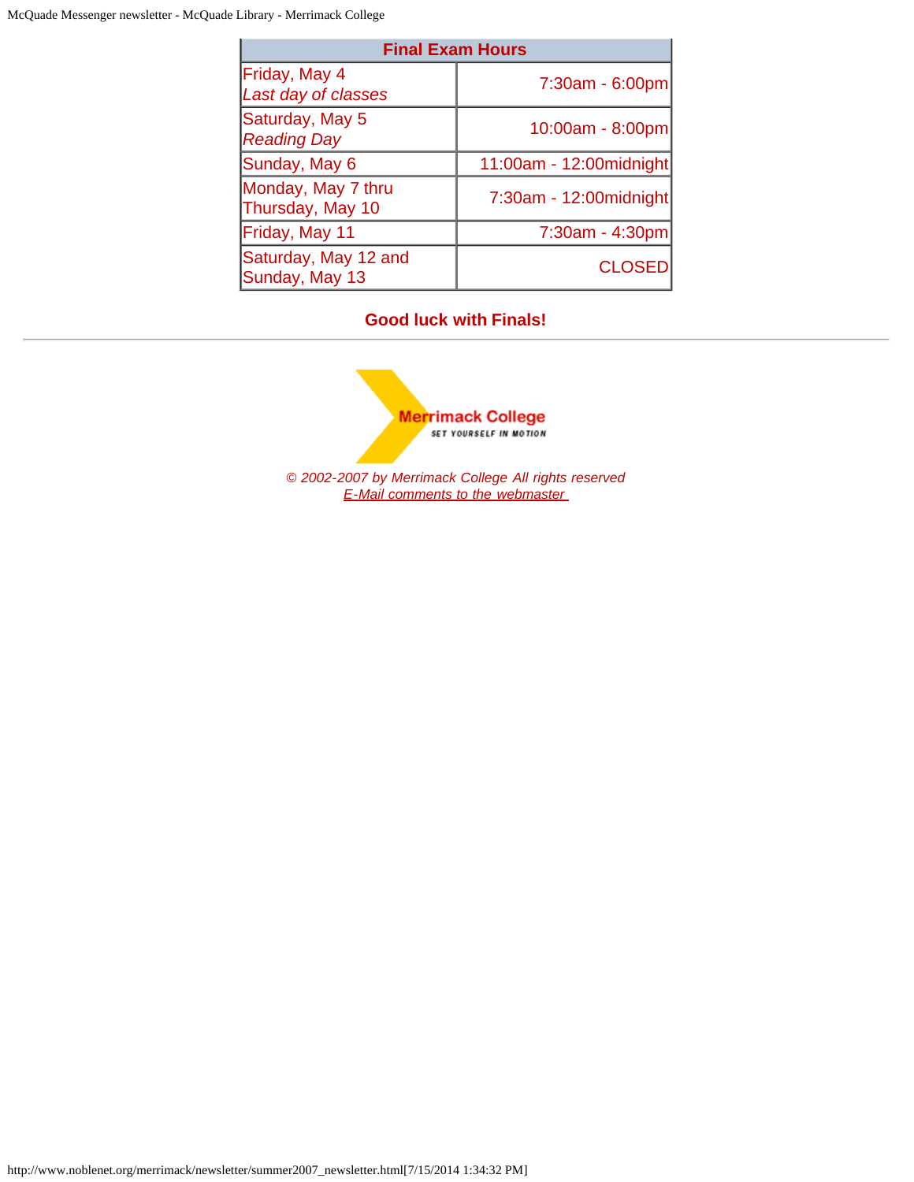| Final Exam Hours | |
|---|---|
| Friday, May 4<br>*Last day of classes* | 7:30am - 6:00pm |
| Saturday, May 5<br>*Reading Day* | 10:00am - 8:00pm |
| Sunday, May 6 | 11:00am - 12:00midnight |
| Monday, May 7 thru Thursday, May 10 | 7:30am - 12:00midnight |
| Friday, May 11 | 7:30am - 4:30pm |
| Saturday, May 12 and Sunday, May 13 | CLOSED |

**Good luck with Finals!**

---

Merrimack College
SET YOURSELF IN MOTION

*© 2002-2007 by Merrimack College All rights reserved*
*E-Mail comments to the webmaster*